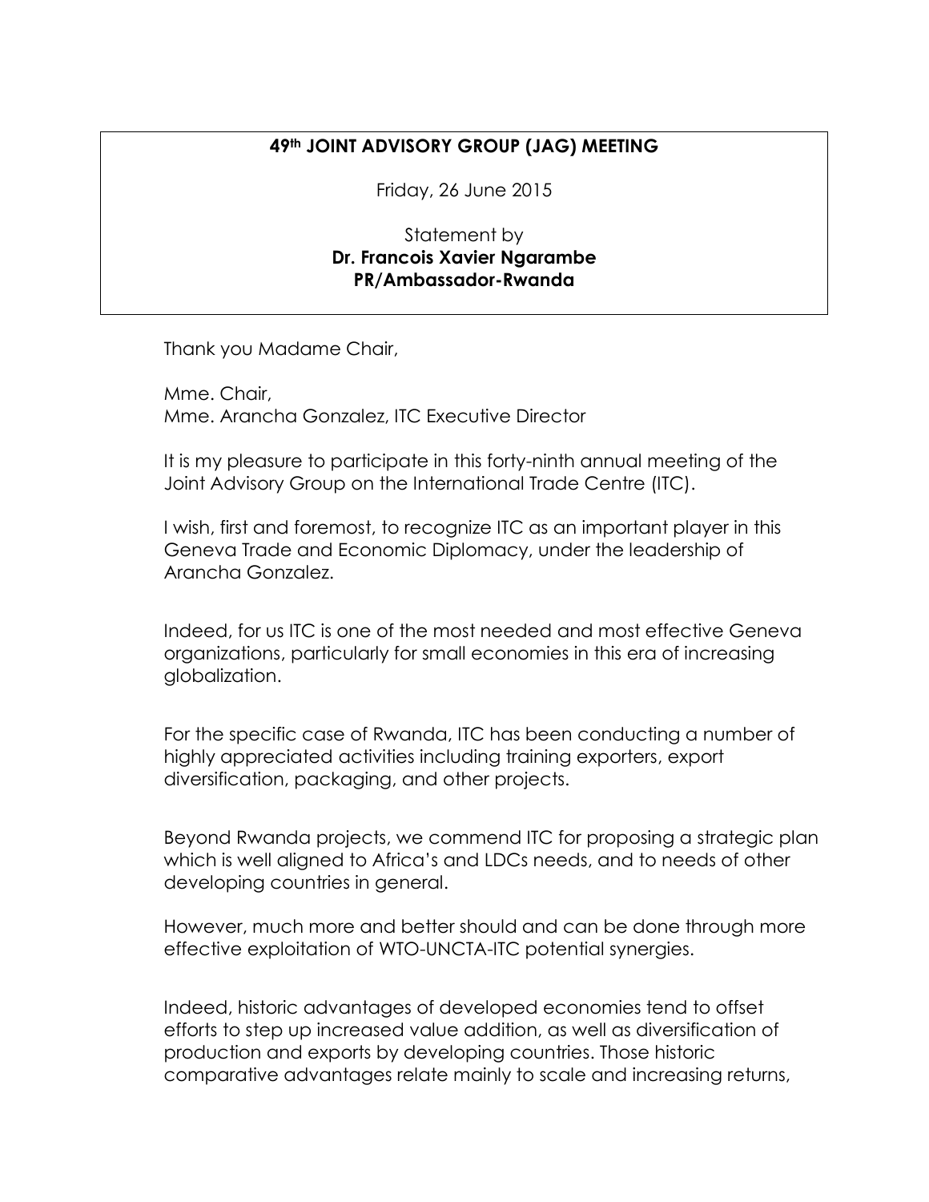**49th JOINT ADVISORY GROUP (JAG) MEETING**

Friday, 26 June 2015

Statement by
**Dr. Francois Xavier Ngarambe**
**PR/Ambassador-Rwanda**

Thank you Madame Chair,

Mme. Chair,
Mme. Arancha Gonzalez, ITC Executive Director

It is my pleasure to participate in this forty-ninth annual meeting of the Joint Advisory Group on the International Trade Centre (ITC).

I wish, first and foremost, to recognize ITC as an important player in this Geneva Trade and Economic Diplomacy, under the leadership of Arancha Gonzalez.

Indeed, for us ITC is one of the most needed and most effective Geneva organizations, particularly for small economies in this era of increasing globalization.

For the specific case of Rwanda, ITC has been conducting a number of highly appreciated activities including training exporters, export diversification, packaging, and other projects.

Beyond Rwanda projects, we commend ITC for proposing a strategic plan which is well aligned to Africa's and LDCs needs, and to needs of other developing countries in general.

However, much more and better should and can be done through more effective exploitation of WTO-UNCTA-ITC potential synergies.

Indeed, historic advantages of developed economies tend to offset efforts to step up increased value addition, as well as diversification of production and exports by developing countries. Those historic comparative advantages relate mainly to scale and increasing returns,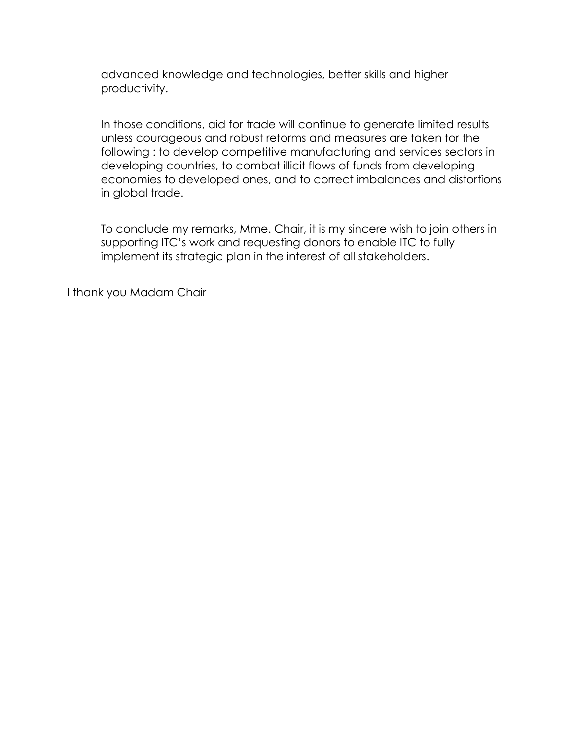advanced knowledge and technologies, better skills and higher productivity.

In those conditions, aid for trade will continue to generate limited results unless courageous and robust reforms and measures are taken for the following : to develop competitive manufacturing and services sectors in developing countries, to combat illicit flows of funds from developing economies to developed ones, and to correct imbalances and distortions in global trade.

To conclude my remarks, Mme. Chair, it is my sincere wish to join others in supporting ITC's work and requesting donors to enable ITC to fully implement its strategic plan in the interest of all stakeholders.

I thank you Madam Chair